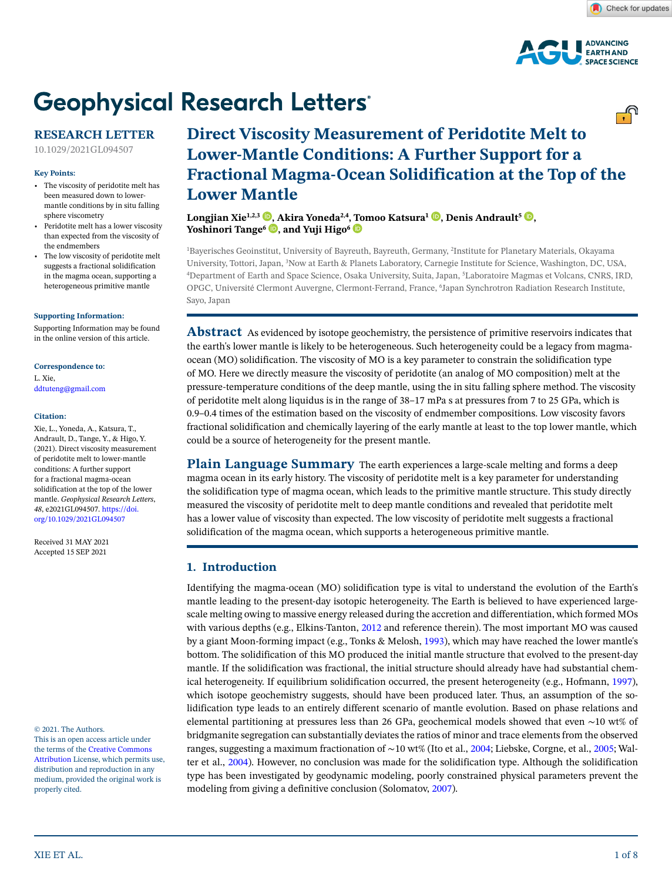# Geophysical Research Letters

## RESEARCH LETTER

10.1029/2021GL094507

**Key Points:**

- The viscosity of peridotite melt has been measured down to lower-mantle conditions by in situ falling sphere viscometry
- Peridotite melt has a lower viscosity than expected from the viscosity of the endmembers
- The low viscosity of peridotite melt suggests a fractional solidification in the magma ocean, supporting a heterogeneous primitive mantle

**Supporting Information:**

Supporting Information may be found in the online version of this article.

**Correspondence to:**

L. Xie,
ddtuteng@gmail.com

**Citation:**

Xie, L., Yoneda, A., Katsura, T., Andrault, D., Tange, Y., & Higo, Y. (2021). Direct viscosity measurement of peridotite melt to lower-mantle conditions: A further support for a fractional magma-ocean solidification at the top of the lower mantle. *Geophysical Research Letters*, *48*, e2021GL094507. https://doi.org/10.1029/2021GL094507

Received 31 MAY 2021
Accepted 15 SEP 2021

© 2021. The Authors.
This is an open access article under the terms of the Creative Commons Attribution License, which permits use, distribution and reproduction in any medium, provided the original work is properly cited.

# Direct Viscosity Measurement of Peridotite Melt to Lower-Mantle Conditions: A Further Support for a Fractional Magma-Ocean Solidification at the Top of the Lower Mantle

**Longjian Xie[1,2,3], Akira Yoneda[2,4], Tomoo Katsura[1], Denis Andrault[5], Yoshinori Tange[6], and Yuji Higo[6]**

[1]Bayerisches Geoinstitut, University of Bayreuth, Bayreuth, Germany, [2]Institute for Planetary Materials, Okayama University, Tottori, Japan, [3]Now at Earth & Planets Laboratory, Carnegie Institute for Science, Washington, DC, USA, [4]Department of Earth and Space Science, Osaka University, Suita, Japan, [5]Laboratoire Magmas et Volcans, CNRS, IRD, OPGC, Université Clermont Auvergne, Clermont-Ferrand, France, [6]Japan Synchrotron Radiation Research Institute, Sayo, Japan

**Abstract** As evidenced by isotope geochemistry, the persistence of primitive reservoirs indicates that the earth's lower mantle is likely to be heterogeneous. Such heterogeneity could be a legacy from magma-ocean (MO) solidification. The viscosity of MO is a key parameter to constrain the solidification type of MO. Here we directly measure the viscosity of peridotite (an analog of MO composition) melt at the pressure-temperature conditions of the deep mantle, using the in situ falling sphere method. The viscosity of peridotite melt along liquidus is in the range of 38–17 mPa s at pressures from 7 to 25 GPa, which is 0.9–0.4 times of the estimation based on the viscosity of endmember compositions. Low viscosity favors fractional solidification and chemically layering of the early mantle at least to the top lower mantle, which could be a source of heterogeneity for the present mantle.

**Plain Language Summary** The earth experiences a large-scale melting and forms a deep magma ocean in its early history. The viscosity of peridotite melt is a key parameter for understanding the solidification type of magma ocean, which leads to the primitive mantle structure. This study directly measured the viscosity of peridotite melt to deep mantle conditions and revealed that peridotite melt has a lower value of viscosity than expected. The low viscosity of peridotite melt suggests a fractional solidification of the magma ocean, which supports a heterogeneous primitive mantle.

## 1. Introduction

Identifying the magma-ocean (MO) solidification type is vital to understand the evolution of the Earth's mantle leading to the present-day isotopic heterogeneity. The Earth is believed to have experienced large-scale melting owing to massive energy released during the accretion and differentiation, which formed MOs with various depths (e.g., Elkins-Tanton, 2012 and reference therein). The most important MO was caused by a giant Moon-forming impact (e.g., Tonks & Melosh, 1993), which may have reached the lower mantle's bottom. The solidification of this MO produced the initial mantle structure that evolved to the present-day mantle. If the solidification was fractional, the initial structure should already have had substantial chemical heterogeneity. If equilibrium solidification occurred, the present heterogeneity (e.g., Hofmann, 1997), which isotope geochemistry suggests, should have been produced later. Thus, an assumption of the solidification type leads to an entirely different scenario of mantle evolution. Based on phase relations and elemental partitioning at pressures less than 26 GPa, geochemical models showed that even ∼10 wt% of bridgmanite segregation can substantially deviates the ratios of minor and trace elements from the observed ranges, suggesting a maximum fractionation of ∼10 wt% (Ito et al., 2004; Liebske, Corgne, et al., 2005; Walter et al., 2004). However, no conclusion was made for the solidification type. Although the solidification type has been investigated by geodynamic modeling, poorly constrained physical parameters prevent the modeling from giving a definitive conclusion (Solomatov, 2007).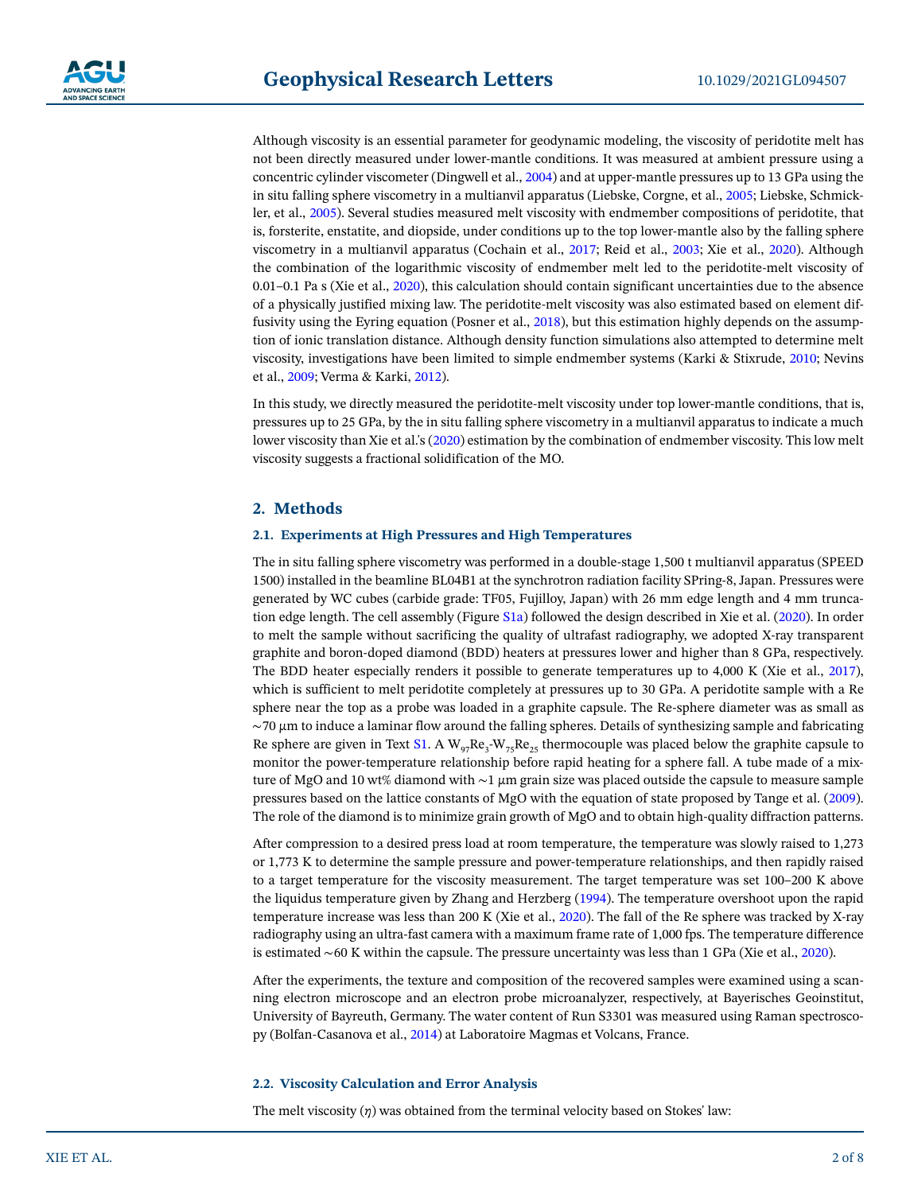Although viscosity is an essential parameter for geodynamic modeling, the viscosity of peridotite melt has not been directly measured under lower-mantle conditions. It was measured at ambient pressure using a concentric cylinder viscometer (Dingwell et al., 2004) and at upper-mantle pressures up to 13 GPa using the in situ falling sphere viscometry in a multianvil apparatus (Liebske, Corgne, et al., 2005; Liebske, Schmickler, et al., 2005). Several studies measured melt viscosity with endmember compositions of peridotite, that is, forsterite, enstatite, and diopside, under conditions up to the top lower-mantle also by the falling sphere viscometry in a multianvil apparatus (Cochain et al., 2017; Reid et al., 2003; Xie et al., 2020). Although the combination of the logarithmic viscosity of endmember melt led to the peridotite-melt viscosity of 0.01–0.1 Pa s (Xie et al., 2020), this calculation should contain significant uncertainties due to the absence of a physically justified mixing law. The peridotite-melt viscosity was also estimated based on element diffusivity using the Eyring equation (Posner et al., 2018), but this estimation highly depends on the assumption of ionic translation distance. Although density function simulations also attempted to determine melt viscosity, investigations have been limited to simple endmember systems (Karki & Stixrude, 2010; Nevins et al., 2009; Verma & Karki, 2012).

In this study, we directly measured the peridotite-melt viscosity under top lower-mantle conditions, that is, pressures up to 25 GPa, by the in situ falling sphere viscometry in a multianvil apparatus to indicate a much lower viscosity than Xie et al.'s (2020) estimation by the combination of endmember viscosity. This low melt viscosity suggests a fractional solidification of the MO.

## 2. Methods

### 2.1. Experiments at High Pressures and High Temperatures

The in situ falling sphere viscometry was performed in a double-stage 1,500 t multianvil apparatus (SPEED 1500) installed in the beamline BL04B1 at the synchrotron radiation facility SPring-8, Japan. Pressures were generated by WC cubes (carbide grade: TF05, Fujilloy, Japan) with 26 mm edge length and 4 mm truncation edge length. The cell assembly (Figure S1a) followed the design described in Xie et al. (2020). In order to melt the sample without sacrificing the quality of ultrafast radiography, we adopted X-ray transparent graphite and boron-doped diamond (BDD) heaters at pressures lower and higher than 8 GPa, respectively. The BDD heater especially renders it possible to generate temperatures up to 4,000 K (Xie et al., 2017), which is sufficient to melt peridotite completely at pressures up to 30 GPa. A peridotite sample with a Re sphere near the top as a probe was loaded in a graphite capsule. The Re-sphere diameter was as small as ∼70 μm to induce a laminar flow around the falling spheres. Details of synthesizing sample and fabricating Re sphere are given in Text S1. A $W_{97}Re_3$-$W_{75}Re_{25}$ thermocouple was placed below the graphite capsule to monitor the power-temperature relationship before rapid heating for a sphere fall. A tube made of a mixture of MgO and 10 wt% diamond with ∼1 μm grain size was placed outside the capsule to measure sample pressures based on the lattice constants of MgO with the equation of state proposed by Tange et al. (2009). The role of the diamond is to minimize grain growth of MgO and to obtain high-quality diffraction patterns.

After compression to a desired press load at room temperature, the temperature was slowly raised to 1,273 or 1,773 K to determine the sample pressure and power-temperature relationships, and then rapidly raised to a target temperature for the viscosity measurement. The target temperature was set 100–200 K above the liquidus temperature given by Zhang and Herzberg (1994). The temperature overshoot upon the rapid temperature increase was less than 200 K (Xie et al., 2020). The fall of the Re sphere was tracked by X-ray radiography using an ultra-fast camera with a maximum frame rate of 1,000 fps. The temperature difference is estimated ∼60 K within the capsule. The pressure uncertainty was less than 1 GPa (Xie et al., 2020).

After the experiments, the texture and composition of the recovered samples were examined using a scanning electron microscope and an electron probe microanalyzer, respectively, at Bayerisches Geoinstitut, University of Bayreuth, Germany. The water content of Run S3301 was measured using Raman spectroscopy (Bolfan-Casanova et al., 2014) at Laboratoire Magmas et Volcans, France.

### 2.2. Viscosity Calculation and Error Analysis

The melt viscosity ($\eta$) was obtained from the terminal velocity based on Stokes' law: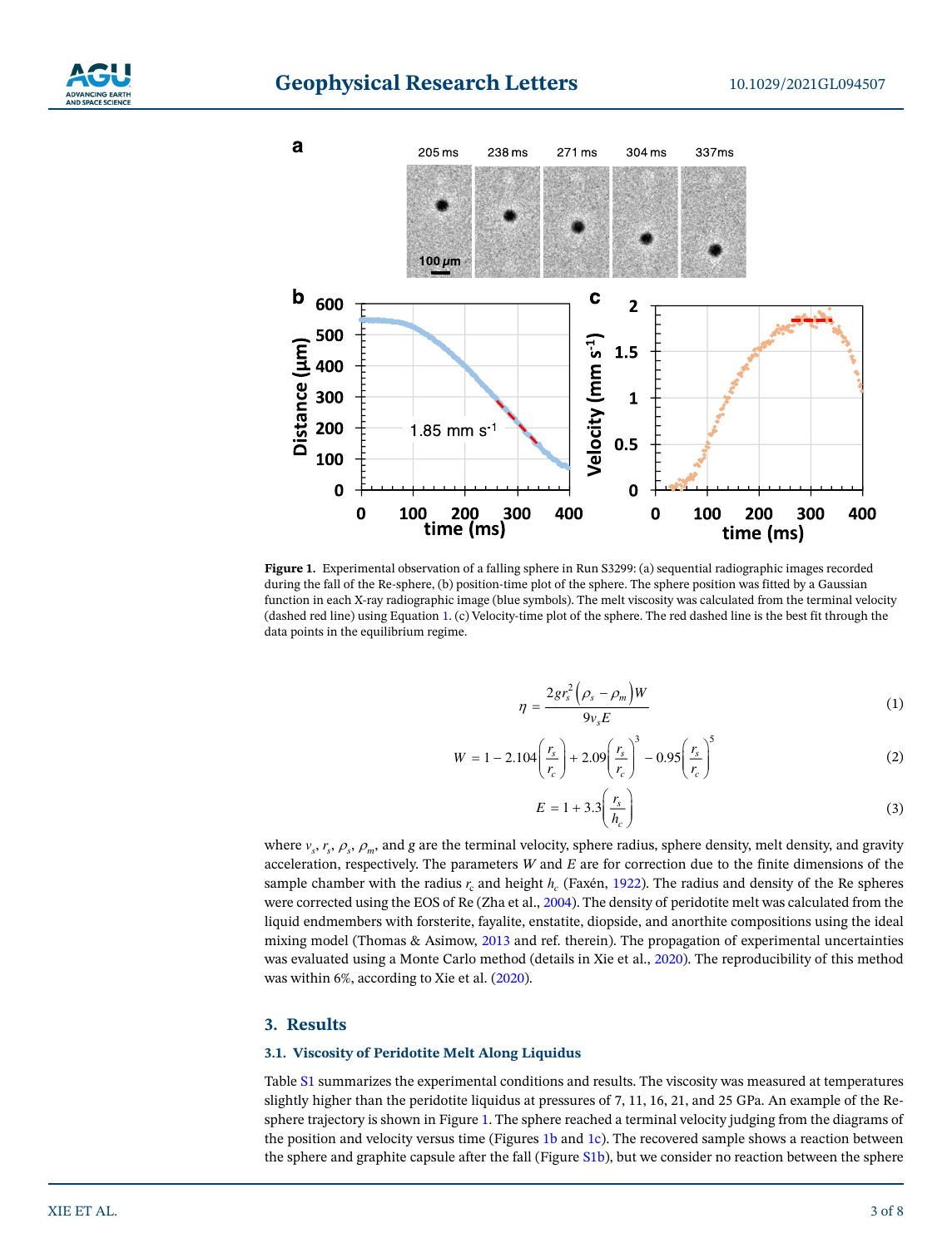**Figure 1.** Experimental observation of a falling sphere in Run S3299: (a) sequential radiographic images recorded during the fall of the Re-sphere, (b) position-time plot of the sphere. The sphere position was fitted by a Gaussian function in each X-ray radiographic image (blue symbols). The melt viscosity was calculated from the terminal velocity (dashed red line) using Equation 1. (c) Velocity-time plot of the sphere. The red dashed line is the best fit through the data points in the equilibrium regime.

$$\eta = \frac{2gr_s^2\left(\rho_s - \rho_m\right)W}{9v_sE} \tag{1}$$

$$W = 1 - 2.104\left(\frac{r_s}{r_c}\right) + 2.09\left(\frac{r_s}{r_c}\right)^3 - 0.95\left(\frac{r_s}{r_c}\right)^5 \tag{2}$$

$$E = 1 + 3.3\left(\frac{r_s}{h_c}\right) \tag{3}$$

where $v_s$, $r_s$, $\rho_s$, $\rho_m$, and $g$ are the terminal velocity, sphere radius, sphere density, melt density, and gravity acceleration, respectively. The parameters $W$ and $E$ are for correction due to the finite dimensions of the sample chamber with the radius $r_c$ and height $h_c$ (Faxén, 1922). The radius and density of the Re spheres were corrected using the EOS of Re (Zha et al., 2004). The density of peridotite melt was calculated from the liquid endmembers with forsterite, fayalite, enstatite, diopside, and anorthite compositions using the ideal mixing model (Thomas & Asimow, 2013 and ref. therein). The propagation of experimental uncertainties was evaluated using a Monte Carlo method (details in Xie et al., 2020). The reproducibility of this method was within 6%, according to Xie et al. (2020).

## 3. Results

### 3.1. Viscosity of Peridotite Melt Along Liquidus

Table S1 summarizes the experimental conditions and results. The viscosity was measured at temperatures slightly higher than the peridotite liquidus at pressures of 7, 11, 16, 21, and 25 GPa. An example of the Re-sphere trajectory is shown in Figure 1. The sphere reached a terminal velocity judging from the diagrams of the position and velocity versus time (Figures 1b and 1c). The recovered sample shows a reaction between the sphere and graphite capsule after the fall (Figure S1b), but we consider no reaction between the sphere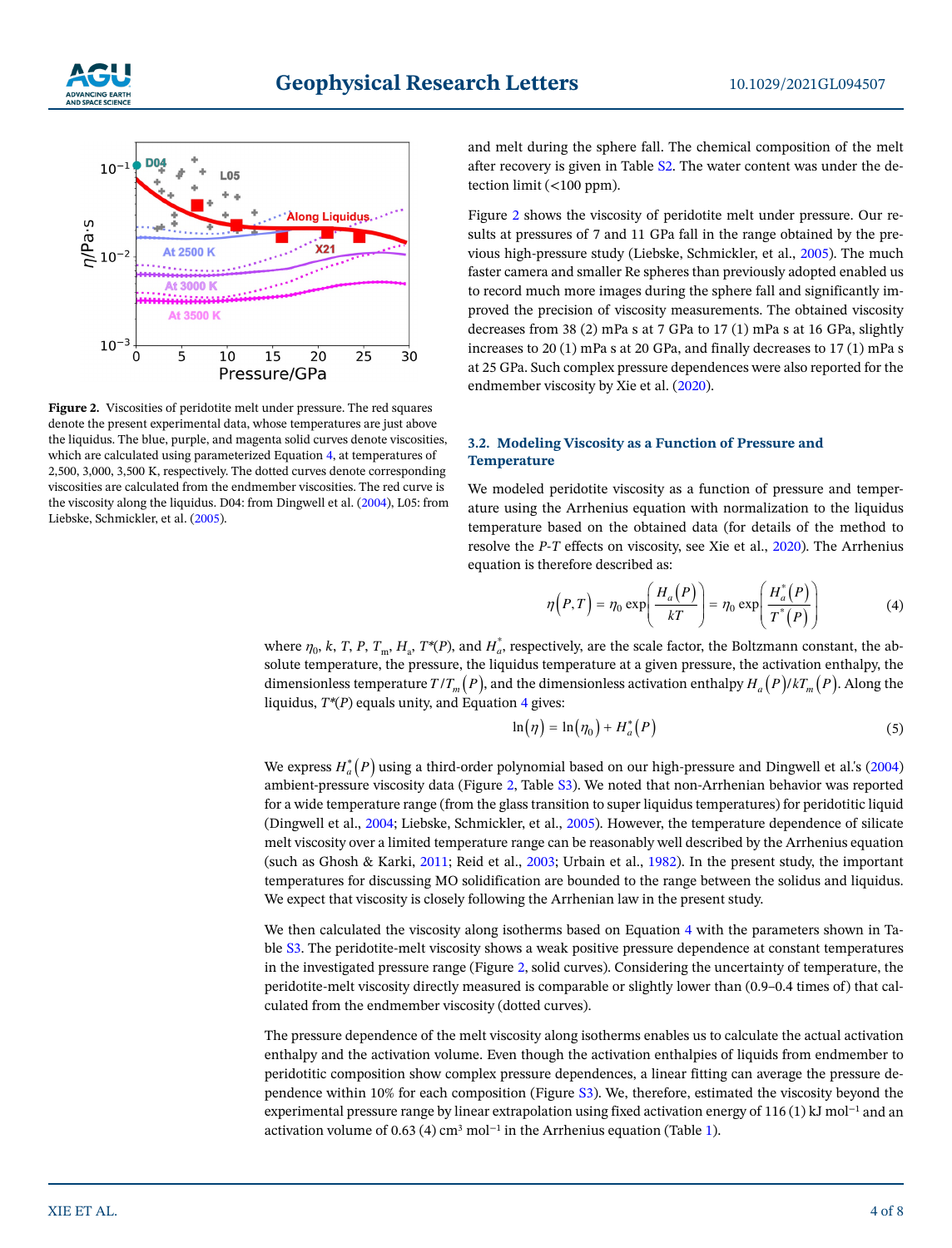Figure 2. Viscosities of peridotite melt under pressure. The red squares denote the present experimental data, whose temperatures are just above the liquidus. The blue, purple, and magenta solid curves denote viscosities, which are calculated using parameterized Equation 4, at temperatures of 2,500, 3,000, 3,500 K, respectively. The dotted curves denote corresponding viscosities are calculated from the endmember viscosities. The red curve is the viscosity along the liquidus. D04: from Dingwell et al. (2004), L05: from Liebske, Schmickler, et al. (2005).

and melt during the sphere fall. The chemical composition of the melt after recovery is given in Table S2. The water content was under the detection limit (<100 ppm).

Figure 2 shows the viscosity of peridotite melt under pressure. Our results at pressures of 7 and 11 GPa fall in the range obtained by the previous high-pressure study (Liebske, Schmickler, et al., 2005). The much faster camera and smaller Re spheres than previously adopted enabled us to record much more images during the sphere fall and significantly improved the precision of viscosity measurements. The obtained viscosity decreases from 38 (2) mPa s at 7 GPa to 17 (1) mPa s at 16 GPa, slightly increases to 20 (1) mPa s at 20 GPa, and finally decreases to 17 (1) mPa s at 25 GPa. Such complex pressure dependences were also reported for the endmember viscosity by Xie et al. (2020).

### 3.2. Modeling Viscosity as a Function of Pressure and Temperature

We modeled peridotite viscosity as a function of pressure and temperature using the Arrhenius equation with normalization to the liquidus temperature based on the obtained data (for details of the method to resolve the *P*-*T* effects on viscosity, see Xie et al., 2020). The Arrhenius equation is therefore described as:

$$\eta(P,T) = \eta_0 \exp\left(\frac{H_a(P)}{kT}\right) = \eta_0 \exp\left(\frac{H_a^*(P)}{T^*(P)}\right) \tag{4}$$

where $\eta_0$, $k$, $T$, $P$, $T_m$, $H_a$, $T^*(P)$, and $H_a^*$, respectively, are the scale factor, the Boltzmann constant, the absolute temperature, the pressure, the liquidus temperature at a given pressure, the activation enthalpy, the dimensionless temperature $T/T_m(P)$, and the dimensionless activation enthalpy $H_a(P)/kT_m(P)$. Along the liquidus, $T^*(P)$ equals unity, and Equation 4 gives:

$$\ln(\eta) = \ln(\eta_0) + H_a^*(P) \tag{5}$$

We express $H_a^*(P)$ using a third-order polynomial based on our high-pressure and Dingwell et al.'s (2004) ambient-pressure viscosity data (Figure 2, Table S3). We noted that non-Arrhenian behavior was reported for a wide temperature range (from the glass transition to super liquidus temperatures) for peridotitic liquid (Dingwell et al., 2004; Liebske, Schmickler, et al., 2005). However, the temperature dependence of silicate melt viscosity over a limited temperature range can be reasonably well described by the Arrhenius equation (such as Ghosh & Karki, 2011; Reid et al., 2003; Urbain et al., 1982). In the present study, the important temperatures for discussing MO solidification are bounded to the range between the solidus and liquidus. We expect that viscosity is closely following the Arrhenian law in the present study.

We then calculated the viscosity along isotherms based on Equation 4 with the parameters shown in Table S3. The peridotite-melt viscosity shows a weak positive pressure dependence at constant temperatures in the investigated pressure range (Figure 2, solid curves). Considering the uncertainty of temperature, the peridotite-melt viscosity directly measured is comparable or slightly lower than (0.9–0.4 times of) that calculated from the endmember viscosity (dotted curves).

The pressure dependence of the melt viscosity along isotherms enables us to calculate the actual activation enthalpy and the activation volume. Even though the activation enthalpies of liquids from endmember to peridotitic composition show complex pressure dependences, a linear fitting can average the pressure dependence within 10% for each composition (Figure S3). We, therefore, estimated the viscosity beyond the experimental pressure range by linear extrapolation using fixed activation energy of 116 (1) kJ mol$^{-1}$ and an activation volume of 0.63 (4) cm$^3$ mol$^{-1}$ in the Arrhenius equation (Table 1).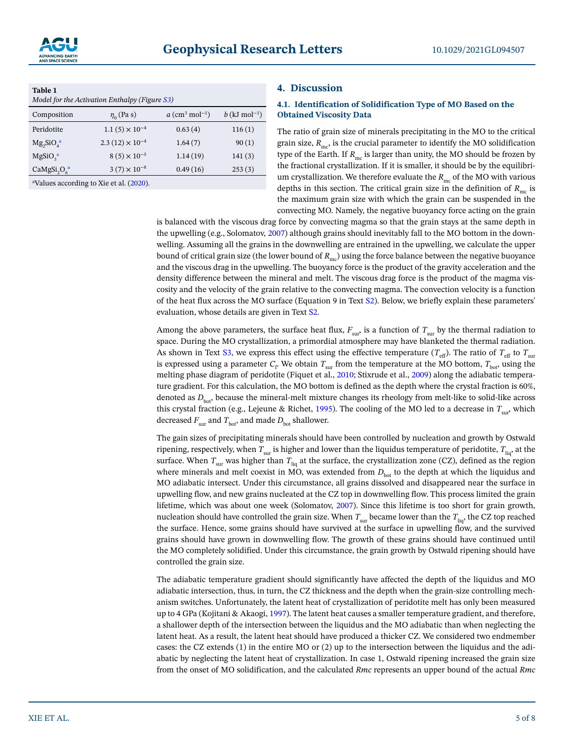**Table 1**
*Model for the Activation Enthalpy (Figure S3)*

| Composition | $\eta_0$ (Pa s) | $a$ (cm$^3$ mol$^{-1}$) | $b$ (kJ mol$^{-1}$) |
|---|---|---|---|
| Peridotite | $1.1\,(5) \times 10^{-4}$ | 0.63 (4) | 116 (1) |
| $Mg_2SiO_4$[a] | $2.3\,(12) \times 10^{-4}$ | 1.64 (7) | 90 (1) |
| $MgSiO_3$[a] | $8\,(5) \times 10^{-5}$ | 1.14 (19) | 141 (3) |
| $CaMgSi_2O_6$[a] | $3\,(7) \times 10^{-8}$ | 0.49 (16) | 253 (3) |

[a]Values according to Xie et al. (2020).

## 4. Discussion

### 4.1. Identification of Solidification Type of MO Based on the Obtained Viscosity Data

The ratio of grain size of minerals precipitating in the MO to the critical grain size, $R_{mc}$, is the crucial parameter to identify the MO solidification type of the Earth. If $R_{mc}$ is larger than unity, the MO should be frozen by the fractional crystallization. If it is smaller, it should be by the equilibrium crystallization. We therefore evaluate the $R_{mc}$ of the MO with various depths in this section. The critical grain size in the definition of $R_{mc}$ is the maximum grain size with which the grain can be suspended in the convecting MO. Namely, the negative buoyancy force acting on the grain is balanced with the viscous drag force by convecting magma so that the grain stays at the same depth in the upwelling (e.g., Solomatov, 2007) although grains should inevitably fall to the MO bottom in the downwelling. Assuming all the grains in the downwelling are entrained in the upwelling, we calculate the upper bound of critical grain size (the lower bound of $R_{mc}$) using the force balance between the negative buoyance and the viscous drag in the upwelling. The buoyancy force is the product of the gravity acceleration and the density difference between the mineral and melt. The viscous drag force is the product of the magma viscosity and the velocity of the grain relative to the convecting magma. The convection velocity is a function of the heat flux across the MO surface (Equation 9 in Text S2). Below, we briefly explain these parameters' evaluation, whose details are given in Text S2.

Among the above parameters, the surface heat flux, $F_{sur}$, is a function of $T_{sur}$ by the thermal radiation to space. During the MO crystallization, a primordial atmosphere may have blanketed the thermal radiation. As shown in Text S3, we express this effect using the effective temperature ($T_{eff}$). The ratio of $T_{eff}$ to $T_{sur}$ is expressed using a parameter $C_f$. We obtain $T_{sur}$ from the temperature at the MO bottom, $T_{bot}$, using the melting phase diagram of peridotite (Fiquet et al., 2010; Stixrude et al., 2009) along the adiabatic temperature gradient. For this calculation, the MO bottom is defined as the depth where the crystal fraction is 60%, denoted as $D_{bot}$, because the mineral-melt mixture changes its rheology from melt-like to solid-like across this crystal fraction (e.g., Lejeune & Richet, 1995). The cooling of the MO led to a decrease in $T_{sur}$, which decreased $F_{sur}$ and $T_{bot}$, and made $D_{bot}$ shallower.

The gain sizes of precipitating minerals should have been controlled by nucleation and growth by Ostwald ripening, respectively, when $T_{sur}$ is higher and lower than the liquidus temperature of peridotite, $T_{liq}$, at the surface. When $T_{sur}$ was higher than $T_{liq}$ at the surface, the crystallization zone (CZ), defined as the region where minerals and melt coexist in MO, was extended from $D_{bot}$ to the depth at which the liquidus and MO adiabatic intersect. Under this circumstance, all grains dissolved and disappeared near the surface in upwelling flow, and new grains nucleated at the CZ top in downwelling flow. This process limited the grain lifetime, which was about one week (Solomatov, 2007). Since this lifetime is too short for grain growth, nucleation should have controlled the grain size. When $T_{sur}$ became lower than the $T_{liq}$, the CZ top reached the surface. Hence, some grains should have survived at the surface in upwelling flow, and the survived grains should have grown in downwelling flow. The growth of these grains should have continued until the MO completely solidified. Under this circumstance, the grain growth by Ostwald ripening should have controlled the grain size.

The adiabatic temperature gradient should significantly have affected the depth of the liquidus and MO adiabatic intersection, thus, in turn, the CZ thickness and the depth when the grain-size controlling mechanism switches. Unfortunately, the latent heat of crystallization of peridotite melt has only been measured up to 4 GPa (Kojitani & Akaogi, 1997). The latent heat causes a smaller temperature gradient, and therefore, a shallower depth of the intersection between the liquidus and the MO adiabatic than when neglecting the latent heat. As a result, the latent heat should have produced a thicker CZ. We considered two endmember cases: the CZ extends (1) in the entire MO or (2) up to the intersection between the liquidus and the adiabatic by neglecting the latent heat of crystallization. In case 1, Ostwald ripening increased the grain size from the onset of MO solidification, and the calculated $Rmc$ represents an upper bound of the actual $Rmc$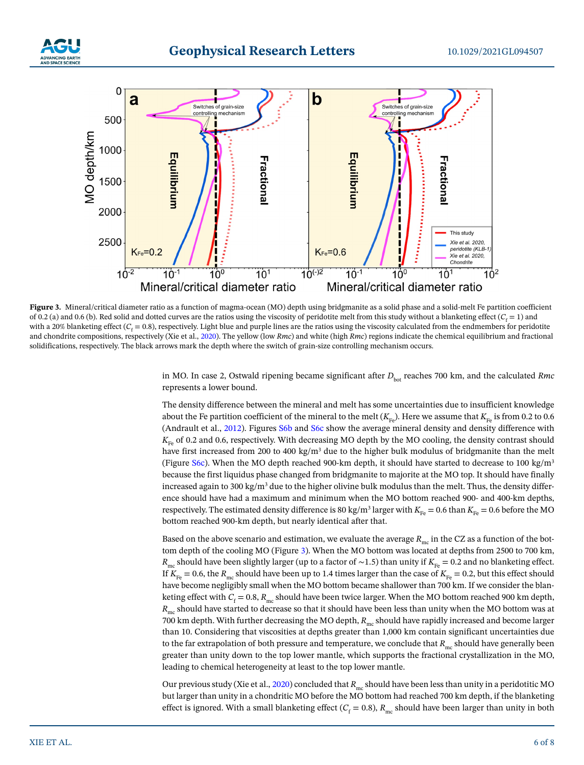**Figure 3.** Mineral/critical diameter ratio as a function of magma-ocean (MO) depth using bridgmanite as a solid phase and a solid-melt Fe partition coefficient of 0.2 (a) and 0.6 (b). Red solid and dotted curves are the ratios using the viscosity of peridotite melt from this study without a blanketing effect ($C_f = 1$) and with a 20% blanketing effect ($C_f = 0.8$), respectively. Light blue and purple lines are the ratios using the viscosity calculated from the endmembers for peridotite and chondrite compositions, respectively (Xie et al., 2020). The yellow (low *Rmc*) and white (high *Rmc*) regions indicate the chemical equilibrium and fractional solidifications, respectively. The black arrows mark the depth where the switch of grain-size controlling mechanism occurs.

in MO. In case 2, Ostwald ripening became significant after $D_{bot}$ reaches 700 km, and the calculated *Rmc* represents a lower bound.

The density difference between the mineral and melt has some uncertainties due to insufficient knowledge about the Fe partition coefficient of the mineral to the melt ($K_{Fe}$). Here we assume that $K_{Fe}$ is from 0.2 to 0.6 (Andrault et al., 2012). Figures S6b and S6c show the average mineral density and density difference with $K_{Fe}$ of 0.2 and 0.6, respectively. With decreasing MO depth by the MO cooling, the density contrast should have first increased from 200 to 400 kg/m³ due to the higher bulk modulus of bridgmanite than the melt (Figure S6c). When the MO depth reached 900-km depth, it should have started to decrease to 100 kg/m³ because the first liquidus phase changed from bridgmanite to majorite at the MO top. It should have finally increased again to 300 kg/m³ due to the higher olivine bulk modulus than the melt. Thus, the density difference should have had a maximum and minimum when the MO bottom reached 900- and 400-km depths, respectively. The estimated density difference is 80 kg/m³ larger with $K_{Fe} = 0.6$ than $K_{Fe} = 0.6$ before the MO bottom reached 900-km depth, but nearly identical after that.

Based on the above scenario and estimation, we evaluate the average $R_{mc}$ in the CZ as a function of the bottom depth of the cooling MO (Figure 3). When the MO bottom was located at depths from 2500 to 700 km, $R_{mc}$ should have been slightly larger (up to a factor of ~1.5) than unity if $K_{Fe} = 0.2$ and no blanketing effect. If $K_{Fe} = 0.6$, the $R_{mc}$ should have been up to 1.4 times larger than the case of $K_{Fe} = 0.2$, but this effect should have become negligibly small when the MO bottom became shallower than 700 km. If we consider the blanketing effect with $C_f = 0.8$, $R_{mc}$ should have been twice larger. When the MO bottom reached 900 km depth, $R_{mc}$ should have started to decrease so that it should have been less than unity when the MO bottom was at 700 km depth. With further decreasing the MO depth, $R_{mc}$ should have rapidly increased and become larger than 10. Considering that viscosities at depths greater than 1,000 km contain significant uncertainties due to the far extrapolation of both pressure and temperature, we conclude that $R_{mc}$ should have generally been greater than unity down to the top lower mantle, which supports the fractional crystallization in the MO, leading to chemical heterogeneity at least to the top lower mantle.

Our previous study (Xie et al., 2020) concluded that $R_{mc}$ should have been less than unity in a peridotitic MO but larger than unity in a chondritic MO before the MO bottom had reached 700 km depth, if the blanketing effect is ignored. With a small blanketing effect ($C_f = 0.8$), $R_{mc}$ should have been larger than unity in both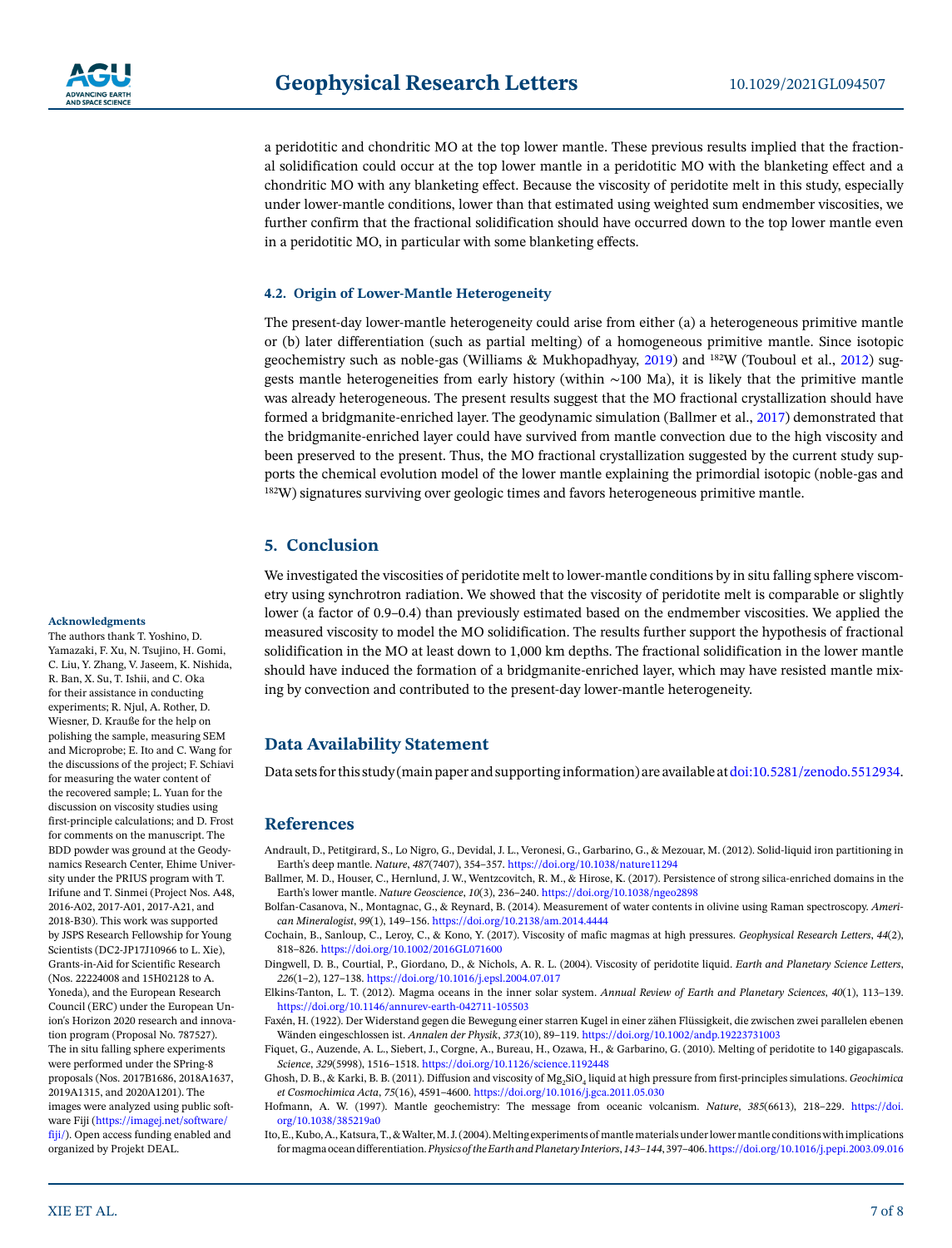a peridotitic and chondritic MO at the top lower mantle. These previous results implied that the fractional solidification could occur at the top lower mantle in a peridotitic MO with the blanketing effect and a chondritic MO with any blanketing effect. Because the viscosity of peridotite melt in this study, especially under lower-mantle conditions, lower than that estimated using weighted sum endmember viscosities, we further confirm that the fractional solidification should have occurred down to the top lower mantle even in a peridotitic MO, in particular with some blanketing effects.

### 4.2. Origin of Lower-Mantle Heterogeneity

The present-day lower-mantle heterogeneity could arise from either (a) a heterogeneous primitive mantle or (b) later differentiation (such as partial melting) of a homogeneous primitive mantle. Since isotopic geochemistry such as noble-gas (Williams & Mukhopadhyay, 2019) and $^{182}$W (Touboul et al., 2012) suggests mantle heterogeneities from early history (within ∼100 Ma), it is likely that the primitive mantle was already heterogeneous. The present results suggest that the MO fractional crystallization should have formed a bridgmanite-enriched layer. The geodynamic simulation (Ballmer et al., 2017) demonstrated that the bridgmanite-enriched layer could have survived from mantle convection due to the high viscosity and been preserved to the present. Thus, the MO fractional crystallization suggested by the current study supports the chemical evolution model of the lower mantle explaining the primordial isotopic (noble-gas and $^{182}$W) signatures surviving over geologic times and favors heterogeneous primitive mantle.

## 5. Conclusion

We investigated the viscosities of peridotite melt to lower-mantle conditions by in situ falling sphere viscometry using synchrotron radiation. We showed that the viscosity of peridotite melt is comparable or slightly lower (a factor of 0.9–0.4) than previously estimated based on the endmember viscosities. We applied the measured viscosity to model the MO solidification. The results further support the hypothesis of fractional solidification in the MO at least down to 1,000 km depths. The fractional solidification in the lower mantle should have induced the formation of a bridgmanite-enriched layer, which may have resisted mantle mixing by convection and contributed to the present-day lower-mantle heterogeneity.

## Data Availability Statement

Data sets for this study (main paper and supporting information) are available at doi:10.5281/zenodo.5512934.

#### Acknowledgments

The authors thank T. Yoshino, D. Yamazaki, F. Xu, N. Tsujino, H. Gomi, C. Liu, Y. Zhang, V. Jaseem, K. Nishida, R. Ban, X. Su, T. Ishii, and C. Oka for their assistance in conducting experiments; R. Njul, A. Rother, D. Wiesner, D. Krauße for the help on polishing the sample, measuring SEM and Microprobe; E. Ito and C. Wang for the discussions of the project; F. Schiavi for measuring the water content of the recovered sample; L. Yuan for the discussion on viscosity studies using first-principle calculations; and D. Frost for comments on the manuscript. The BDD powder was ground at the Geodynamics Research Center, Ehime University under the PRIUS program with T. Irifune and T. Sinmei (Project Nos. A48, 2016-A02, 2017-A01, 2017-A21, and 2018-B30). This work was supported by JSPS Research Fellowship for Young Scientists (DC2-JP17J10966 to L. Xie), Grants-in-Aid for Scientific Research (Nos. 22224008 and 15H02128 to A. Yoneda), and the European Research Council (ERC) under the European Union's Horizon 2020 research and innovation program (Proposal No. 787527). The in situ falling sphere experiments were performed under the SPring-8 proposals (Nos. 2017B1686, 2018A1637, 2019A1315, and 2020A1201). The images were analyzed using public software Fiji (https://imagej.net/software/fiji/). Open access funding enabled and organized by Projekt DEAL.

## References

Andrault, D., Petitgirard, S., Lo Nigro, G., Devidal, J. L., Veronesi, G., Garbarino, G., & Mezouar, M. (2012). Solid-liquid iron partitioning in Earth's deep mantle. *Nature*, *487*(7407), 354–357. https://doi.org/10.1038/nature11294

Ballmer, M. D., Houser, C., Hernlund, J. W., Wentzcovitch, R. M., & Hirose, K. (2017). Persistence of strong silica-enriched domains in the Earth's lower mantle. *Nature Geoscience*, *10*(3), 236–240. https://doi.org/10.1038/ngeo2898

Bolfan-Casanova, N., Montagnac, G., & Reynard, B. (2014). Measurement of water contents in olivine using Raman spectroscopy. *American Mineralogist*, *99*(1), 149–156. https://doi.org/10.2138/am.2014.4444

Cochain, B., Sanloup, C., Leroy, C., & Kono, Y. (2017). Viscosity of mafic magmas at high pressures. *Geophysical Research Letters*, *44*(2), 818–826. https://doi.org/10.1002/2016GL071600

Dingwell, D. B., Courtial, P., Giordano, D., & Nichols, A. R. L. (2004). Viscosity of peridotite liquid. *Earth and Planetary Science Letters*, *226*(1–2), 127–138. https://doi.org/10.1016/j.epsl.2004.07.017

Elkins-Tanton, L. T. (2012). Magma oceans in the inner solar system. *Annual Review of Earth and Planetary Sciences*, *40*(1), 113–139. https://doi.org/10.1146/annurev-earth-042711-105503

Faxén, H. (1922). Der Widerstand gegen die Bewegung einer starren Kugel in einer zähen Flüssigkeit, die zwischen zwei parallelen ebenen Wänden eingeschlossen ist. *Annalen der Physik*, *373*(10), 89–119. https://doi.org/10.1002/andp.19223731003

Fiquet, G., Auzende, A. L., Siebert, J., Corgne, A., Bureau, H., Ozawa, H., & Garbarino, G. (2010). Melting of peridotite to 140 gigapascals. *Science*, *329*(5998), 1516–1518. https://doi.org/10.1126/science.1192448

Ghosh, D. B., & Karki, B. B. (2011). Diffusion and viscosity of $Mg_2SiO_4$ liquid at high pressure from first-principles simulations. *Geochimica et Cosmochimica Acta*, *75*(16), 4591–4600. https://doi.org/10.1016/j.gca.2011.05.030

Hofmann, A. W. (1997). Mantle geochemistry: The message from oceanic volcanism. *Nature*, *385*(6613), 218–229. https://doi.org/10.1038/385219a0

Ito, E., Kubo, A., Katsura, T., & Walter, M. J. (2004). Melting experiments of mantle materials under lower mantle conditions with implications for magma ocean differentiation. *Physics of the Earth and Planetary Interiors*, *143–144*, 397–406. https://doi.org/10.1016/j.pepi.2003.09.016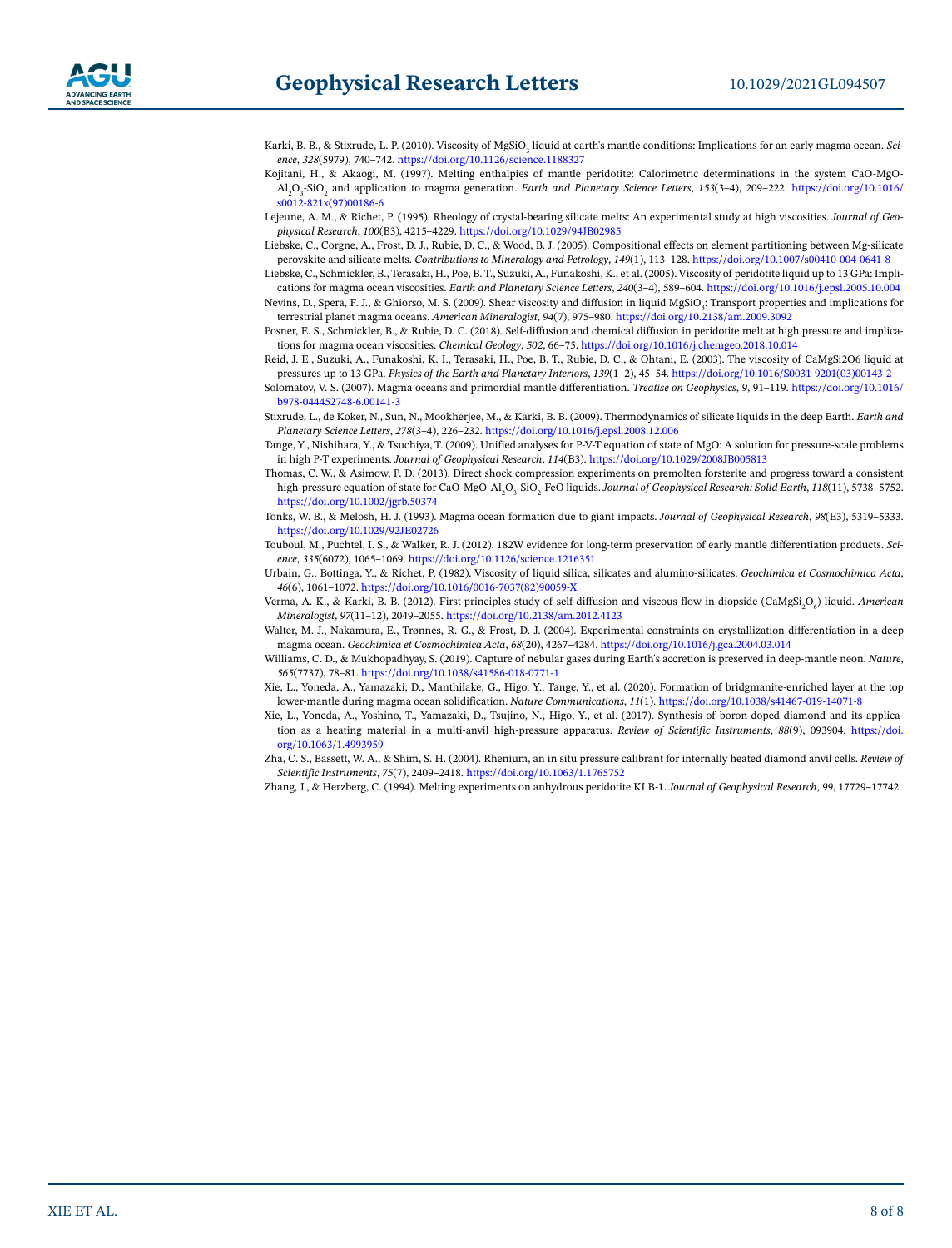Karki, B. B., & Stixrude, L. P. (2010). Viscosity of $MgSiO_3$ liquid at earth's mantle conditions: Implications for an early magma ocean. *Science*, *328*(5979), 740–742. https://doi.org/10.1126/science.1188327

Kojitani, H., & Akaogi, M. (1997). Melting enthalpies of mantle peridotite: Calorimetric determinations in the system CaO-MgO-$Al_2O_3$-$SiO_2$ and application to magma generation. *Earth and Planetary Science Letters*, *153*(3–4), 209–222. https://doi.org/10.1016/s0012-821x(97)00186-6

Lejeune, A. M., & Richet, P. (1995). Rheology of crystal-bearing silicate melts: An experimental study at high viscosities. *Journal of Geophysical Research*, *100*(B3), 4215–4229. https://doi.org/10.1029/94JB02985

Liebske, C., Corgne, A., Frost, D. J., Rubie, D. C., & Wood, B. J. (2005). Compositional effects on element partitioning between Mg-silicate perovskite and silicate melts. *Contributions to Mineralogy and Petrology*, *149*(1), 113–128. https://doi.org/10.1007/s00410-004-0641-8

Liebske, C., Schmickler, B., Terasaki, H., Poe, B. T., Suzuki, A., Funakoshi, K., et al. (2005). Viscosity of peridotite liquid up to 13 GPa: Implications for magma ocean viscosities. *Earth and Planetary Science Letters*, *240*(3–4), 589–604. https://doi.org/10.1016/j.epsl.2005.10.004

Nevins, D., Spera, F. J., & Ghiorso, M. S. (2009). Shear viscosity and diffusion in liquid $MgSiO_3$: Transport properties and implications for terrestrial planet magma oceans. *American Mineralogist*, *94*(7), 975–980. https://doi.org/10.2138/am.2009.3092

Posner, E. S., Schmickler, B., & Rubie, D. C. (2018). Self-diffusion and chemical diffusion in peridotite melt at high pressure and implications for magma ocean viscosities. *Chemical Geology*, *502*, 66–75. https://doi.org/10.1016/j.chemgeo.2018.10.014

Reid, J. E., Suzuki, A., Funakoshi, K. I., Terasaki, H., Poe, B. T., Rubie, D. C., & Ohtani, E. (2003). The viscosity of CaMgSi2O6 liquid at pressures up to 13 GPa. *Physics of the Earth and Planetary Interiors*, *139*(1–2), 45–54. https://doi.org/10.1016/S0031-9201(03)00143-2

Solomatov, V. S. (2007). Magma oceans and primordial mantle differentiation. *Treatise on Geophysics*, *9*, 91–119. https://doi.org/10.1016/b978-044452748-6.00141-3

Stixrude, L., de Koker, N., Sun, N., Mookherjee, M., & Karki, B. B. (2009). Thermodynamics of silicate liquids in the deep Earth. *Earth and Planetary Science Letters*, *278*(3–4), 226–232. https://doi.org/10.1016/j.epsl.2008.12.006

Tange, Y., Nishihara, Y., & Tsuchiya, T. (2009). Unified analyses for P-V-T equation of state of MgO: A solution for pressure-scale problems in high P-T experiments. *Journal of Geophysical Research*, *114*(B3). https://doi.org/10.1029/2008JB005813

Thomas, C. W., & Asimow, P. D. (2013). Direct shock compression experiments on premolten forsterite and progress toward a consistent high-pressure equation of state for CaO-MgO-$Al_2O_3$-$SiO_2$-FeO liquids. *Journal of Geophysical Research: Solid Earth*, *118*(11), 5738–5752. https://doi.org/10.1002/jgrb.50374

Tonks, W. B., & Melosh, H. J. (1993). Magma ocean formation due to giant impacts. *Journal of Geophysical Research*, *98*(E3), 5319–5333. https://doi.org/10.1029/92JE02726

Touboul, M., Puchtel, I. S., & Walker, R. J. (2012). 182W evidence for long-term preservation of early mantle differentiation products. *Science*, *335*(6072), 1065–1069. https://doi.org/10.1126/science.1216351

Urbain, G., Bottinga, Y., & Richet, P. (1982). Viscosity of liquid silica, silicates and alumino-silicates. *Geochimica et Cosmochimica Acta*, *46*(6), 1061–1072. https://doi.org/10.1016/0016-7037(82)90059-X

Verma, A. K., & Karki, B. B. (2012). First-principles study of self-diffusion and viscous flow in diopside ($CaMgSi_2O_6$) liquid. *American Mineralogist*, *97*(11–12), 2049–2055. https://doi.org/10.2138/am.2012.4123

Walter, M. J., Nakamura, E., Trønnes, R. G., & Frost, D. J. (2004). Experimental constraints on crystallization differentiation in a deep magma ocean. *Geochimica et Cosmochimica Acta*, *68*(20), 4267–4284. https://doi.org/10.1016/j.gca.2004.03.014

Williams, C. D., & Mukhopadhyay, S. (2019). Capture of nebular gases during Earth's accretion is preserved in deep-mantle neon. *Nature*, *565*(7737), 78–81. https://doi.org/10.1038/s41586-018-0771-1

Xie, L., Yoneda, A., Yamazaki, D., Manthilake, G., Higo, Y., Tange, Y., et al. (2020). Formation of bridgmanite-enriched layer at the top lower-mantle during magma ocean solidification. *Nature Communications*, *11*(1). https://doi.org/10.1038/s41467-019-14071-8

Xie, L., Yoneda, A., Yoshino, T., Yamazaki, D., Tsujino, N., Higo, Y., et al. (2017). Synthesis of boron-doped diamond and its application as a heating material in a multi-anvil high-pressure apparatus. *Review of Scientific Instruments*, *88*(9), 093904. https://doi.org/10.1063/1.4993959

Zha, C. S., Bassett, W. A., & Shim, S. H. (2004). Rhenium, an in situ pressure calibrant for internally heated diamond anvil cells. *Review of Scientific Instruments*, *75*(7), 2409–2418. https://doi.org/10.1063/1.1765752

Zhang, J., & Herzberg, C. (1994). Melting experiments on anhydrous peridotite KLB-1. *Journal of Geophysical Research*, *99*, 17729–17742.